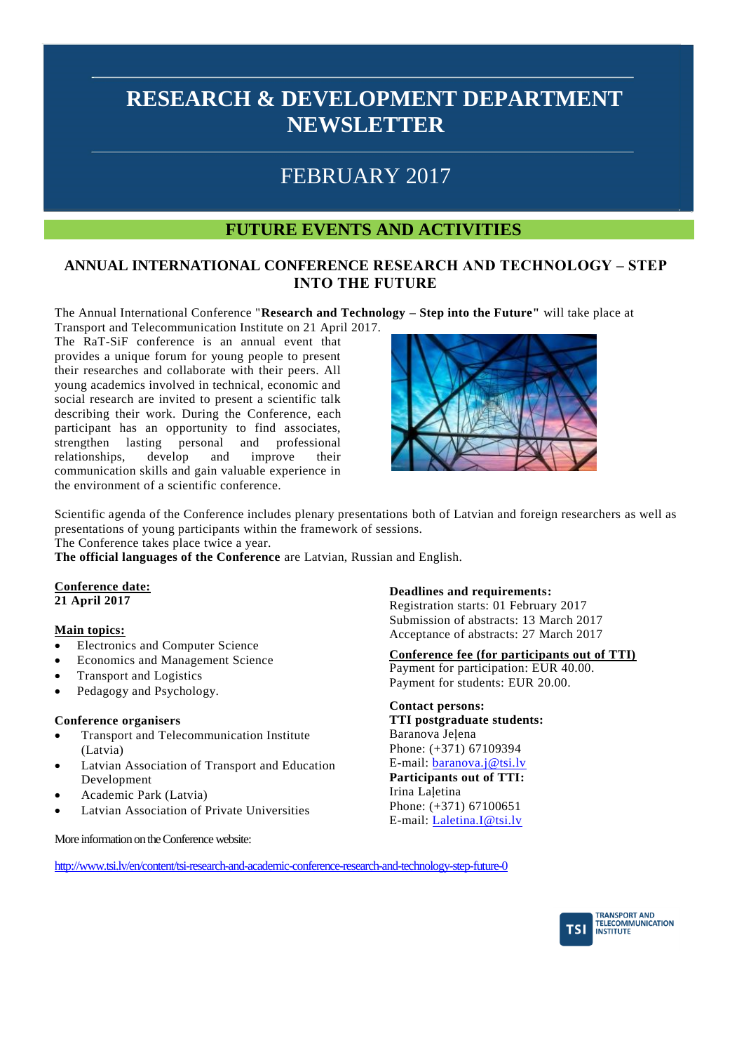# RESEARCH & DEVELOPMENT DEPARTMENT NEWSLETTER

## FEBRUARY 2017

## FUTURE EVENTS AND ACTIVITIES

### ANNUAL INTERNATIONAL CONFERENCE RESEARCH AND TECHNOLOGY – STEP INTO THE FUTURE

The Annual International Conference "**Research and Technology – Step into the Future"** will take place at Transport and Telecommunication Institute on 21 April 2017.

The RaT-SiF conference is an annual event that provides a unique forum for young people to present their researches and collaborate with their peers. All young academics involved in technical, economic and social research are invited to present a scientific talk describing their work. During the Conference, each participant has an opportunity to find associates, strengthen lasting personal and professional relationships, develop and improve their communication skills and gain valuable experience in the environment of a scientific conference.

Scientific agenda of the Conference includes plenary presentations both of Latvian and foreign researchers as well as presentations of young participants within the framework of sessions.

The Conference takes place twice a year.

**The official languages of the Conference** are Latvian, Russian and English.

**Conference date:**
**21 April 2017**

**Main topics:**

- Electronics and Computer Science
- Economics and Management Science
- Transport and Logistics
- Pedagogy and Psychology.

**Conference organisers**

- Transport and Telecommunication Institute (Latvia)
- Latvian Association of Transport and Education Development
- Academic Park (Latvia)
- Latvian Association of Private Universities

**Deadlines and requirements:**

Registration starts: 01 February 2017
Submission of abstracts: 13 March 2017
Acceptance of abstracts: 27 March 2017

**Conference fee (for participants out of TTI)**

Payment for participation: EUR 40.00.
Payment for students: EUR 20.00.

**Contact persons:**

**TTI postgraduate students:**
Baranova Jeļena
Phone: (+371) 67109394
E-mail: baranova.j@tsi.lv

**Participants out of TTI:**
Irina Laļetina
Phone: (+371) 67100651
E-mail: Laletina.I@tsi.lv

More information on the Conference website:

http://www.tsi.lv/en/content/tsi-research-and-academic-conference-research-and-technology-step-future-0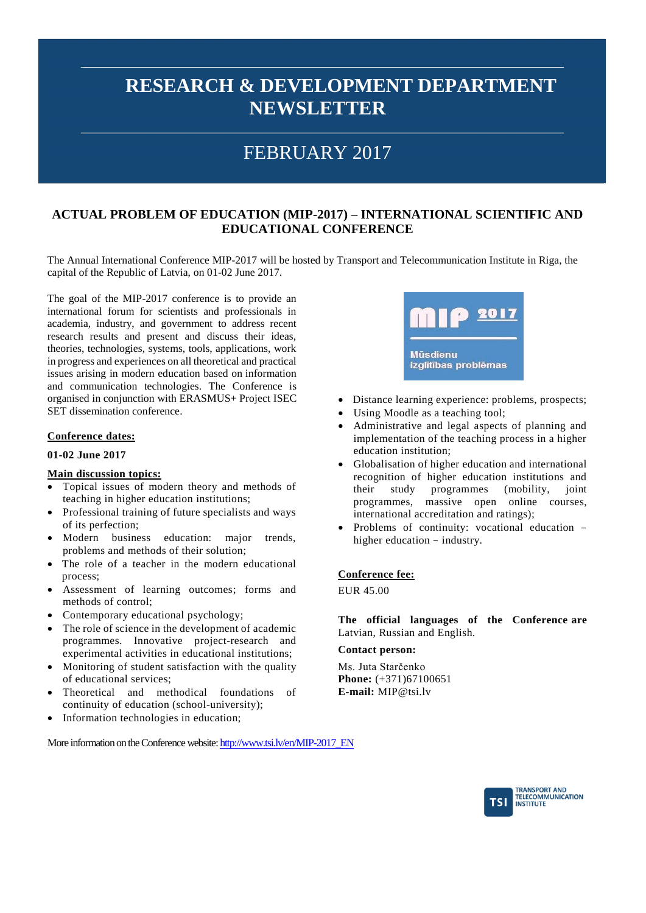# RESEARCH & DEVELOPMENT DEPARTMENT NEWSLETTER

## FEBRUARY 2017

### ACTUAL PROBLEM OF EDUCATION (MIP-2017) – INTERNATIONAL SCIENTIFIC AND EDUCATIONAL CONFERENCE

The Annual International Conference MIP-2017 will be hosted by Transport and Telecommunication Institute in Riga, the capital of the Republic of Latvia, on 01-02 June 2017.

The goal of the MIP-2017 conference is to provide an international forum for scientists and professionals in academia, industry, and government to address recent research results and present and discuss their ideas, theories, technologies, systems, tools, applications, work in progress and experiences on all theoretical and practical issues arising in modern education based on information and communication technologies. The Conference is organised in conjunction with ERASMUS+ Project ISEC SET dissemination conference.

**Conference dates:**

**01-02 June 2017**

**Main discussion topics:**

- Topical issues of modern theory and methods of teaching in higher education institutions;
- Professional training of future specialists and ways of its perfection;
- Modern business education: major trends, problems and methods of their solution;
- The role of a teacher in the modern educational process;
- Assessment of learning outcomes; forms and methods of control;
- Contemporary educational psychology;
- The role of science in the development of academic programmes. Innovative project-research and experimental activities in educational institutions;
- Monitoring of student satisfaction with the quality of educational services;
- Theoretical and methodical foundations of continuity of education (school-university);
- Information technologies in education;
- Distance learning experience: problems, prospects;
- Using Moodle as a teaching tool;
- Administrative and legal aspects of planning and implementation of the teaching process in a higher education institution;
- Globalisation of higher education and international recognition of higher education institutions and their study programmes (mobility, joint programmes, massive open online courses, international accreditation and ratings);
- Problems of continuity: vocational education – higher education – industry.

**Conference fee:**

EUR 45.00

**The official languages of the Conference are** Latvian, Russian and English.

**Contact person:**

Ms. Juta Starčenko
**Phone:** (+371)67100651
**E-mail:** MIP@tsi.lv

More information on the Conference website: http://www.tsi.lv/en/MIP-2017_EN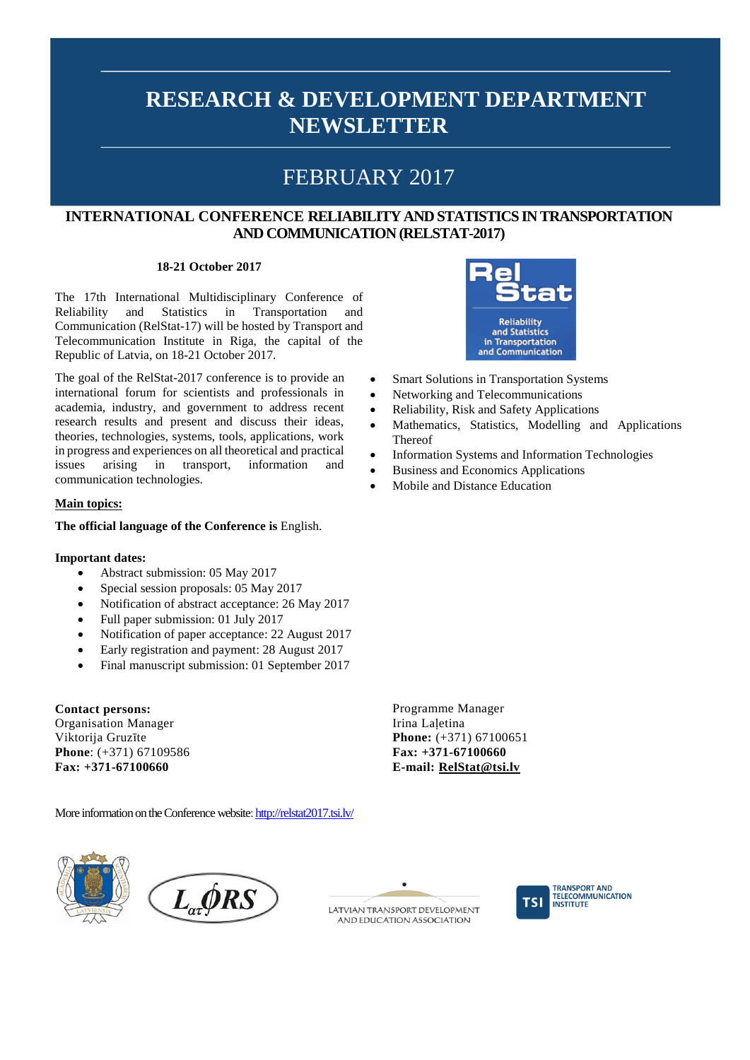# RESEARCH & DEVELOPMENT DEPARTMENT NEWSLETTER

## FEBRUARY 2017

## INTERNATIONAL CONFERENCE RELIABILITY AND STATISTICS IN TRANSPORTATION AND COMMUNICATION (RELSTAT-2017)

**18-21 October 2017**

The 17th International Multidisciplinary Conference of Reliability and Statistics in Transportation and Communication (RelStat-17) will be hosted by Transport and Telecommunication Institute in Riga, the capital of the Republic of Latvia, on 18-21 October 2017.

The goal of the RelStat-2017 conference is to provide an international forum for scientists and professionals in academia, industry, and government to address recent research results and present and discuss their ideas, theories, technologies, systems, tools, applications, work in progress and experiences on all theoretical and practical issues arising in transport, information and communication technologies.

**Main topics:**

- Smart Solutions in Transportation Systems
- Networking and Telecommunications
- Reliability, Risk and Safety Applications
- Mathematics, Statistics, Modelling and Applications Thereof
- Information Systems and Information Technologies
- Business and Economics Applications
- Mobile and Distance Education

**The official language of the Conference is** English.

**Important dates:**

- Abstract submission: 05 May 2017
- Special session proposals: 05 May 2017
- Notification of abstract acceptance: 26 May 2017
- Full paper submission: 01 July 2017
- Notification of paper acceptance: 22 August 2017
- Early registration and payment: 28 August 2017
- Final manuscript submission: 01 September 2017

**Contact persons:**

Organisation Manager
Viktorija Gruzīte
**Phone**: (+371) 67109586
**Fax: +371-67100660**

Programme Manager
Irina Laļetina
**Phone:** (+371) 67100651
**Fax: +371-67100660**
**E-mail: RelStat@tsi.lv**

More information on the Conference website: http://relstat2017.tsi.lv/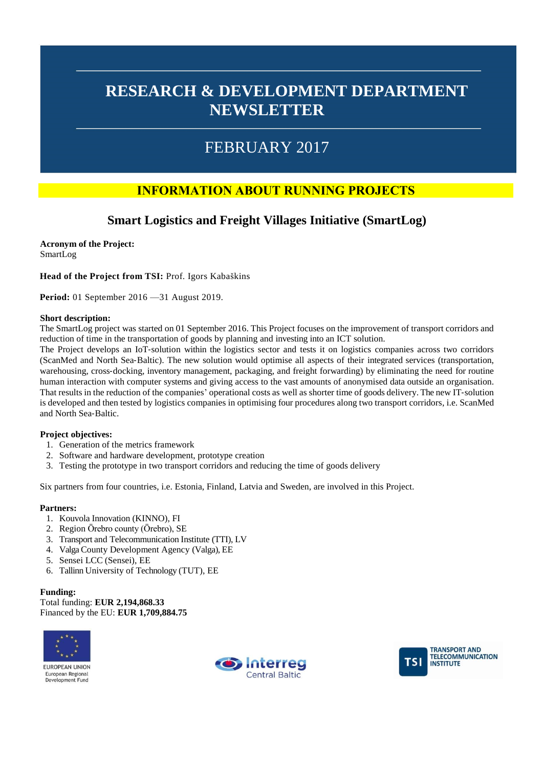# RESEARCH & DEVELOPMENT DEPARTMENT NEWSLETTER

## FEBRUARY 2017

## INFORMATION ABOUT RUNNING PROJECTS

### Smart Logistics and Freight Villages Initiative (SmartLog)

**Acronym of the Project:**
SmartLog

**Head of the Project from TSI:** Prof. Igors Kabaškins

**Period:** 01 September 2016 —31 August 2019.

**Short description:**
The SmartLog project was started on 01 September 2016. This Project focuses on the improvement of transport corridors and reduction of time in the transportation of goods by planning and investing into an ICT solution.
The Project develops an IoT-solution within the logistics sector and tests it on logistics companies across two corridors (ScanMed and North Sea-Baltic). The new solution would optimise all aspects of their integrated services (transportation, warehousing, cross-docking, inventory management, packaging, and freight forwarding) by eliminating the need for routine human interaction with computer systems and giving access to the vast amounts of anonymised data outside an organisation. That results in the reduction of the companies' operational costs as well as shorter time of goods delivery. The new IT-solution is developed and then tested by logistics companies in optimising four procedures along two transport corridors, i.e. ScanMed and North Sea-Baltic.

**Project objectives:**
1. Generation of the metrics framework
2. Software and hardware development, prototype creation
3. Testing the prototype in two transport corridors and reducing the time of goods delivery

Six partners from four countries, i.e. Estonia, Finland, Latvia and Sweden, are involved in this Project.

**Partners:**
1. Kouvola Innovation (KINNO), FI
2. Region Örebro county (Örebro), SE
3. Transport and Telecommunication Institute (TTI), LV
4. Valga County Development Agency (Valga), EE
5. Sensei LCC (Sensei), EE
6. Tallinn University of Technology (TUT), EE

**Funding:**
Total funding: **EUR 2,194,868.33**
Financed by the EU: **EUR 1,709,884.75**

EUROPEAN UNION
European Regional Development Fund

Interreg Central Baltic

TSI TRANSPORT AND TELECOMMUNICATION INSTITUTE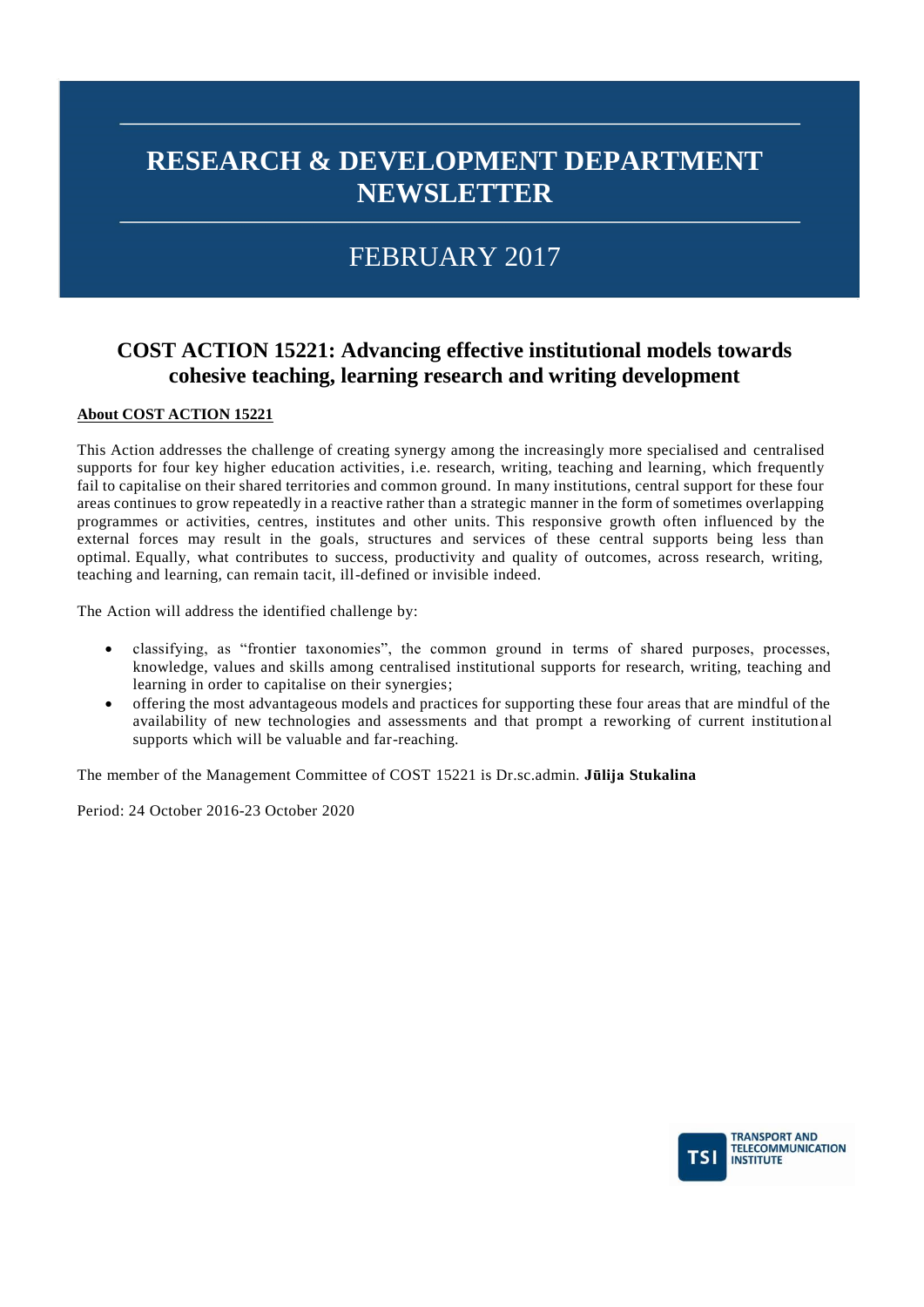# RESEARCH & DEVELOPMENT DEPARTMENT NEWSLETTER

## FEBRUARY 2017

## COST ACTION 15221: Advancing effective institutional models towards cohesive teaching, learning research and writing development

**About COST ACTION 15221**

This Action addresses the challenge of creating synergy among the increasingly more specialised and centralised supports for four key higher education activities, i.e. research, writing, teaching and learning, which frequently fail to capitalise on their shared territories and common ground. In many institutions, central support for these four areas continues to grow repeatedly in a reactive rather than a strategic manner in the form of sometimes overlapping programmes or activities, centres, institutes and other units. This responsive growth often influenced by the external forces may result in the goals, structures and services of these central supports being less than optimal. Equally, what contributes to success, productivity and quality of outcomes, across research, writing, teaching and learning, can remain tacit, ill-defined or invisible indeed.

The Action will address the identified challenge by:

- classifying, as "frontier taxonomies", the common ground in terms of shared purposes, processes, knowledge, values and skills among centralised institutional supports for research, writing, teaching and learning in order to capitalise on their synergies;
- offering the most advantageous models and practices for supporting these four areas that are mindful of the availability of new technologies and assessments and that prompt a reworking of current institutional supports which will be valuable and far-reaching.

The member of the Management Committee of COST 15221 is Dr.sc.admin. **Jūlija Stukalina**

Period: 24 October 2016-23 October 2020

TRANSPORT AND TELECOMMUNICATION INSTITUTE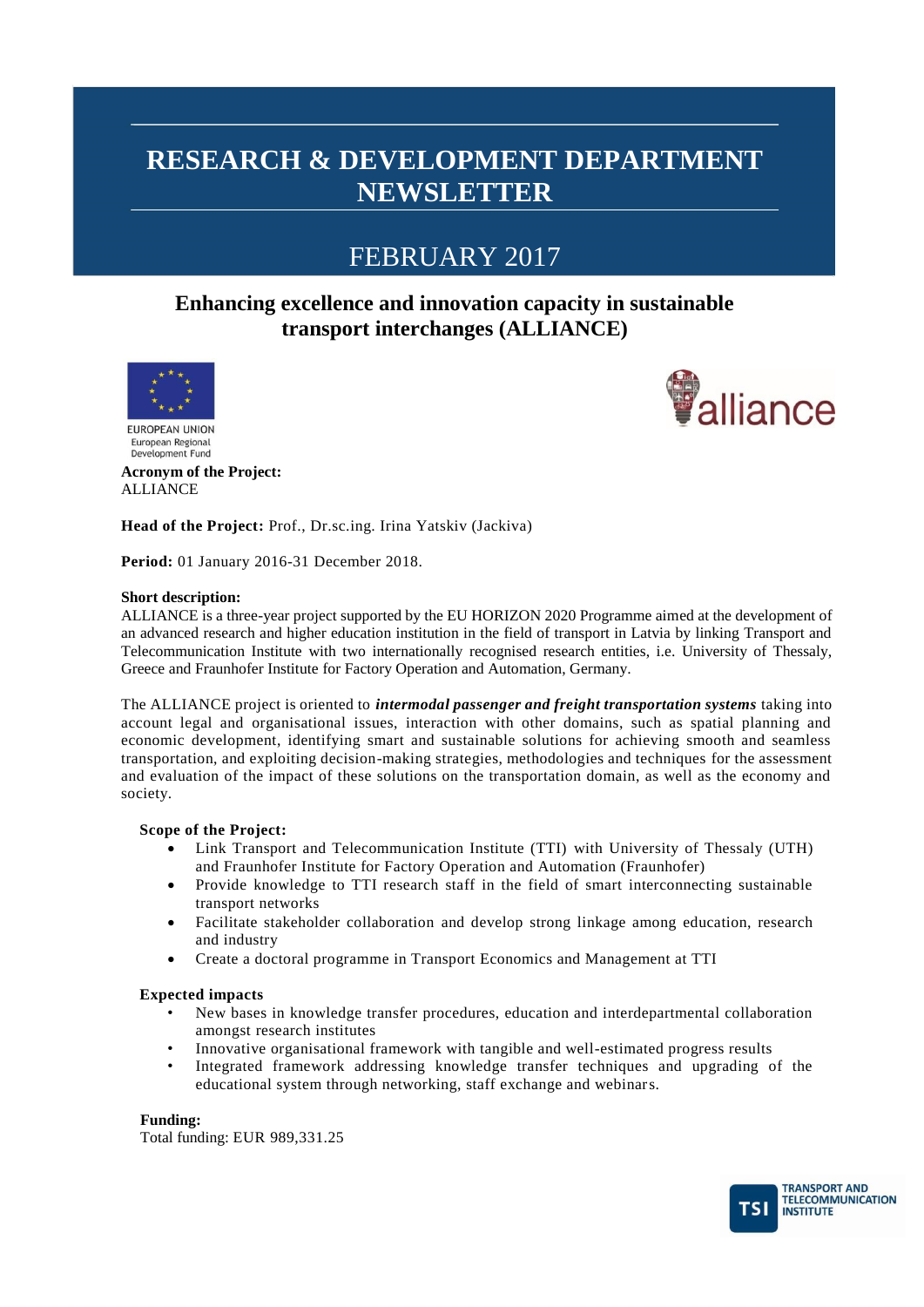# RESEARCH & DEVELOPMENT DEPARTMENT NEWSLETTER

## FEBRUARY 2017

### Enhancing excellence and innovation capacity in sustainable transport interchanges (ALLIANCE)

EUROPEAN UNION
European Regional Development Fund

**Acronym of the Project:**
ALLIANCE

**Head of the Project:** Prof., Dr.sc.ing. Irina Yatskiv (Jackiva)

**Period:** 01 January 2016-31 December 2018.

**Short description:**
ALLIANCE is a three-year project supported by the EU HORIZON 2020 Programme aimed at the development of an advanced research and higher education institution in the field of transport in Latvia by linking Transport and Telecommunication Institute with two internationally recognised research entities, i.e. University of Thessaly, Greece and Fraunhofer Institute for Factory Operation and Automation, Germany.

The ALLIANCE project is oriented to ***intermodal passenger and freight transportation systems*** taking into account legal and organisational issues, interaction with other domains, such as spatial planning and economic development, identifying smart and sustainable solutions for achieving smooth and seamless transportation, and exploiting decision-making strategies, methodologies and techniques for the assessment and evaluation of the impact of these solutions on the transportation domain, as well as the economy and society.

**Scope of the Project:**

- Link Transport and Telecommunication Institute (TTI) with University of Thessaly (UTH) and Fraunhofer Institute for Factory Operation and Automation (Fraunhofer)
- Provide knowledge to TTI research staff in the field of smart interconnecting sustainable transport networks
- Facilitate stakeholder collaboration and develop strong linkage among education, research and industry
- Create a doctoral programme in Transport Economics and Management at TTI

**Expected impacts**

- New bases in knowledge transfer procedures, education and interdepartmental collaboration amongst research institutes
- Innovative organisational framework with tangible and well-estimated progress results
- Integrated framework addressing knowledge transfer techniques and upgrading of the educational system through networking, staff exchange and webinars.

**Funding:**
Total funding: EUR 989,331.25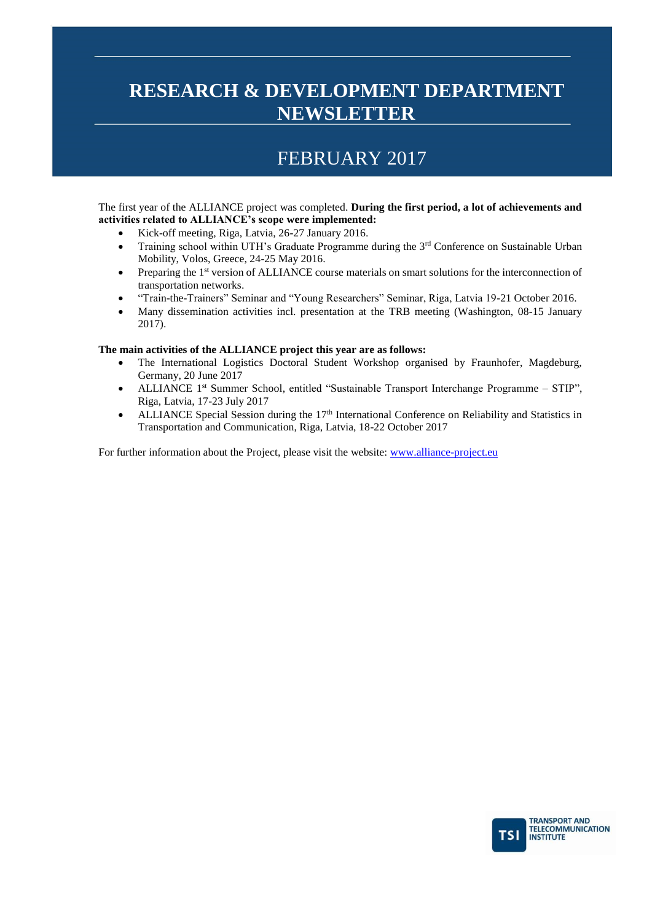# RESEARCH & DEVELOPMENT DEPARTMENT NEWSLETTER

## FEBRUARY 2017

The first year of the ALLIANCE project was completed. **During the first period, a lot of achievements and activities related to ALLIANCE's scope were implemented:**

- Kick-off meeting, Riga, Latvia, 26-27 January 2016.
- Training school within UTH's Graduate Programme during the 3rd Conference on Sustainable Urban Mobility, Volos, Greece, 24-25 May 2016.
- Preparing the 1st version of ALLIANCE course materials on smart solutions for the interconnection of transportation networks.
- "Train-the-Trainers" Seminar and "Young Researchers" Seminar, Riga, Latvia 19-21 October 2016.
- Many dissemination activities incl. presentation at the TRB meeting (Washington, 08-15 January 2017).

**The main activities of the ALLIANCE project this year are as follows:**

- The International Logistics Doctoral Student Workshop organised by Fraunhofer, Magdeburg, Germany, 20 June 2017
- ALLIANCE 1st Summer School, entitled "Sustainable Transport Interchange Programme – STIP", Riga, Latvia, 17-23 July 2017
- ALLIANCE Special Session during the 17th International Conference on Reliability and Statistics in Transportation and Communication, Riga, Latvia, 18-22 October 2017

For further information about the Project, please visit the website: [www.alliance-project.eu](http://www.alliance-project.eu)

TSI TRANSPORT AND TELECOMMUNICATION INSTITUTE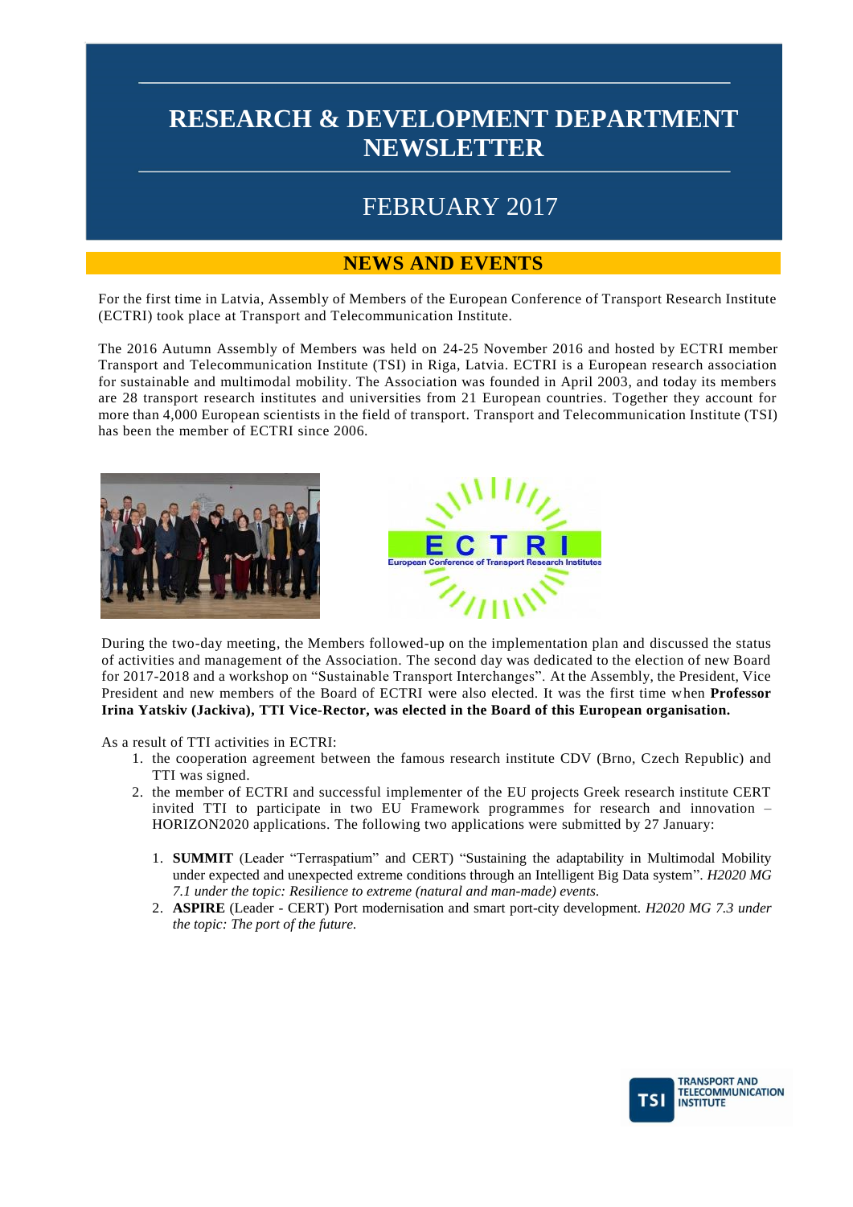# RESEARCH & DEVELOPMENT DEPARTMENT NEWSLETTER

## FEBRUARY 2017

## NEWS AND EVENTS

For the first time in Latvia, Assembly of Members of the European Conference of Transport Research Institute (ECTRI) took place at Transport and Telecommunication Institute.

The 2016 Autumn Assembly of Members was held on 24-25 November 2016 and hosted by ECTRI member Transport and Telecommunication Institute (TSI) in Riga, Latvia. ECTRI is a European research association for sustainable and multimodal mobility. The Association was founded in April 2003, and today its members are 28 transport research institutes and universities from 21 European countries. Together they account for more than 4,000 European scientists in the field of transport. Transport and Telecommunication Institute (TSI) has been the member of ECTRI since 2006.

During the two-day meeting, the Members followed-up on the implementation plan and discussed the status of activities and management of the Association. The second day was dedicated to the election of new Board for 2017-2018 and a workshop on "Sustainable Transport Interchanges". At the Assembly, the President, Vice President and new members of the Board of ECTRI were also elected. It was the first time when **Professor Irina Yatskiv (Jackiva), TTI Vice-Rector, was elected in the Board of this European organisation.**

As a result of TTI activities in ECTRI:

1. the cooperation agreement between the famous research institute CDV (Brno, Czech Republic) and TTI was signed.
2. the member of ECTRI and successful implementer of the EU projects Greek research institute CERT invited TTI to participate in two EU Framework programmes for research and innovation – HORIZON2020 applications. The following two applications were submitted by 27 January:
   1. **SUMMIT** (Leader "Terraspatium" and CERT) "Sustaining the adaptability in Multimodal Mobility under expected and unexpected extreme conditions through an Intelligent Big Data system". *H2020 MG 7.1 under the topic: Resilience to extreme (natural and man-made) events.*
   2. **ASPIRE** (Leader - CERT) Port modernisation and smart port-city development. *H2020 MG 7.3 under the topic: The port of the future.*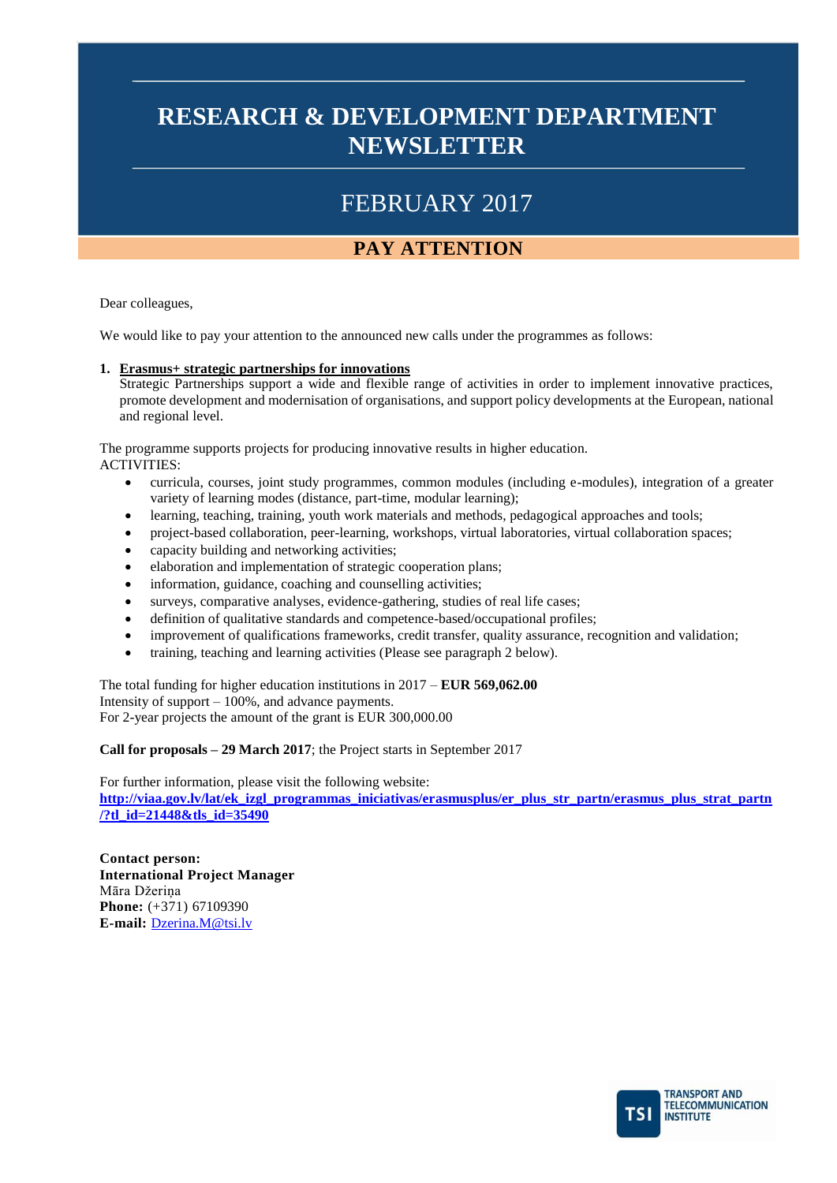# RESEARCH & DEVELOPMENT DEPARTMENT NEWSLETTER

## FEBRUARY 2017

## PAY ATTENTION

Dear colleagues,

We would like to pay your attention to the announced new calls under the programmes as follows:

1. **Erasmus+ strategic partnerships for innovations**

   Strategic Partnerships support a wide and flexible range of activities in order to implement innovative practices, promote development and modernisation of organisations, and support policy developments at the European, national and regional level.

The programme supports projects for producing innovative results in higher education.
ACTIVITIES:

- curricula, courses, joint study programmes, common modules (including e-modules), integration of a greater variety of learning modes (distance, part-time, modular learning);
- learning, teaching, training, youth work materials and methods, pedagogical approaches and tools;
- project-based collaboration, peer-learning, workshops, virtual laboratories, virtual collaboration spaces;
- capacity building and networking activities;
- elaboration and implementation of strategic cooperation plans;
- information, guidance, coaching and counselling activities;
- surveys, comparative analyses, evidence-gathering, studies of real life cases;
- definition of qualitative standards and competence-based/occupational profiles;
- improvement of qualifications frameworks, credit transfer, quality assurance, recognition and validation;
- training, teaching and learning activities (Please see paragraph 2 below).

The total funding for higher education institutions in 2017 – **EUR 569,062.00**
Intensity of support – 100%, and advance payments.
For 2-year projects the amount of the grant is EUR 300,000.00

**Call for proposals – 29 March 2017**; the Project starts in September 2017

For further information, please visit the following website:
**http://viaa.gov.lv/lat/ek_izgl_programmas_iniciativas/erasmusplus/er_plus_str_partn/erasmus_plus_strat_partn/?tl_id=21448&tls_id=35490**

**Contact person:**
**International Project Manager**
Māra Džeriņa
**Phone:** (+371) 67109390
**E-mail:** Dzerina.M@tsi.lv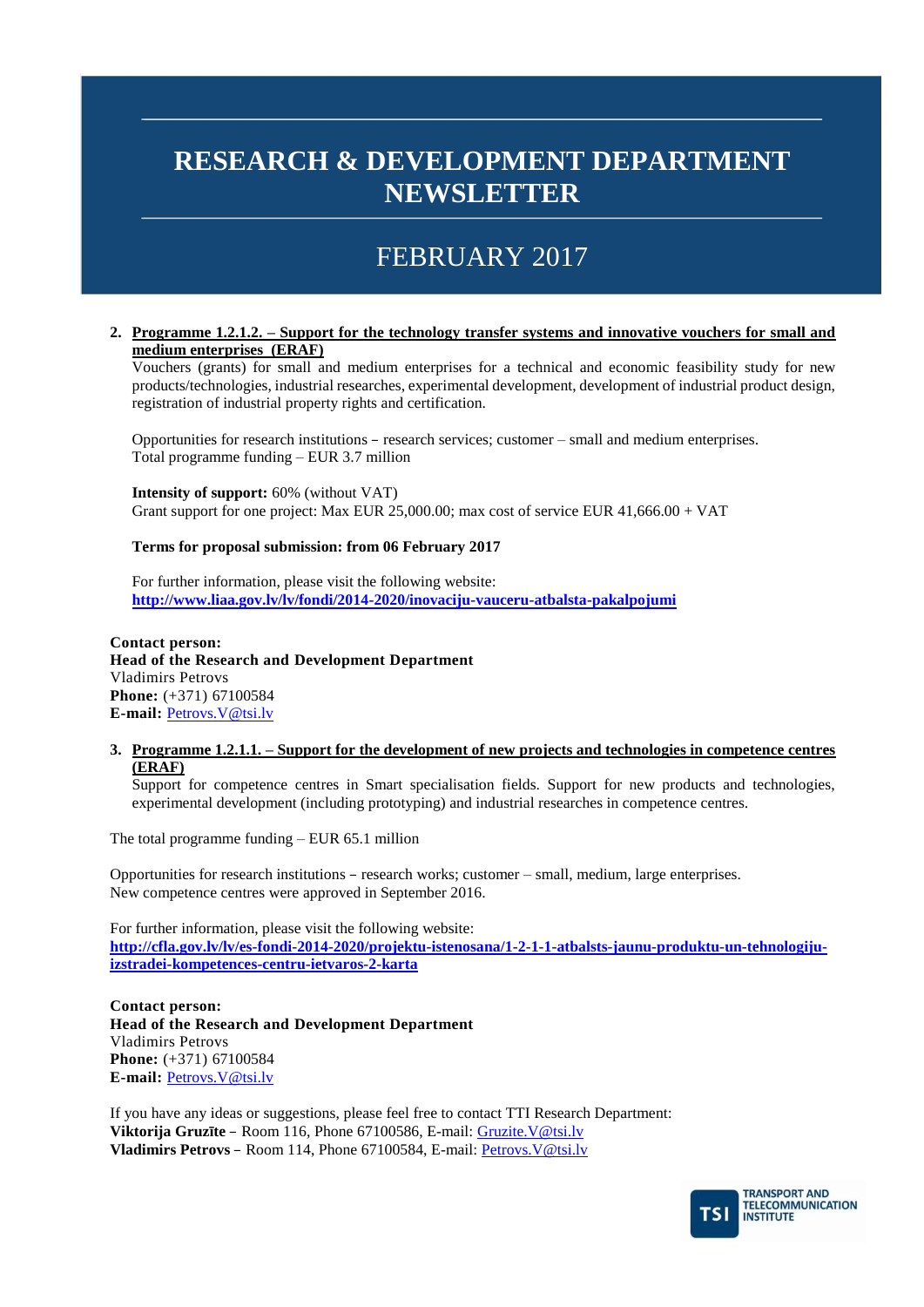# RESEARCH & DEVELOPMENT DEPARTMENT NEWSLETTER

## FEBRUARY 2017

2. **Programme 1.2.1.2. – Support for the technology transfer systems and innovative vouchers for small and medium enterprises (ERAF)**

   Vouchers (grants) for small and medium enterprises for a technical and economic feasibility study for new products/technologies, industrial researches, experimental development, development of industrial product design, registration of industrial property rights and certification.

   Opportunities for research institutions – research services; customer – small and medium enterprises.
   Total programme funding – EUR 3.7 million

   **Intensity of support:** 60% (without VAT)
   Grant support for one project: Max EUR 25,000.00; max cost of service EUR 41,666.00 + VAT

   **Terms for proposal submission: from 06 February 2017**

   For further information, please visit the following website:
   **http://www.liaa.gov.lv/lv/fondi/2014-2020/inovaciju-vauceru-atbalsta-pakalpojumi**

**Contact person:**
**Head of the Research and Development Department**
Vladimirs Petrovs
**Phone:** (+371) 67100584
**E-mail:** Petrovs.V@tsi.lv

3. **Programme 1.2.1.1. – Support for the development of new projects and technologies in competence centres (ERAF)**

   Support for competence centres in Smart specialisation fields. Support for new products and technologies, experimental development (including prototyping) and industrial researches in competence centres.

The total programme funding – EUR 65.1 million

Opportunities for research institutions – research works; customer – small, medium, large enterprises.
New competence centres were approved in September 2016.

For further information, please visit the following website:
**http://cfla.gov.lv/lv/es-fondi-2014-2020/projektu-istenosana/1-2-1-1-atbalsts-jaunu-produktu-un-tehnologiju-izstradei-kompetences-centru-ietvaros-2-karta**

**Contact person:**
**Head of the Research and Development Department**
Vladimirs Petrovs
**Phone:** (+371) 67100584
**E-mail:** Petrovs.V@tsi.lv

If you have any ideas or suggestions, please feel free to contact TTI Research Department:
**Viktorija Gruzīte** – Room 116, Phone 67100586, E-mail: Gruzite.V@tsi.lv
**Vladimirs Petrovs** – Room 114, Phone 67100584, E-mail: Petrovs.V@tsi.lv

TSI TRANSPORT AND TELECOMMUNICATION INSTITUTE